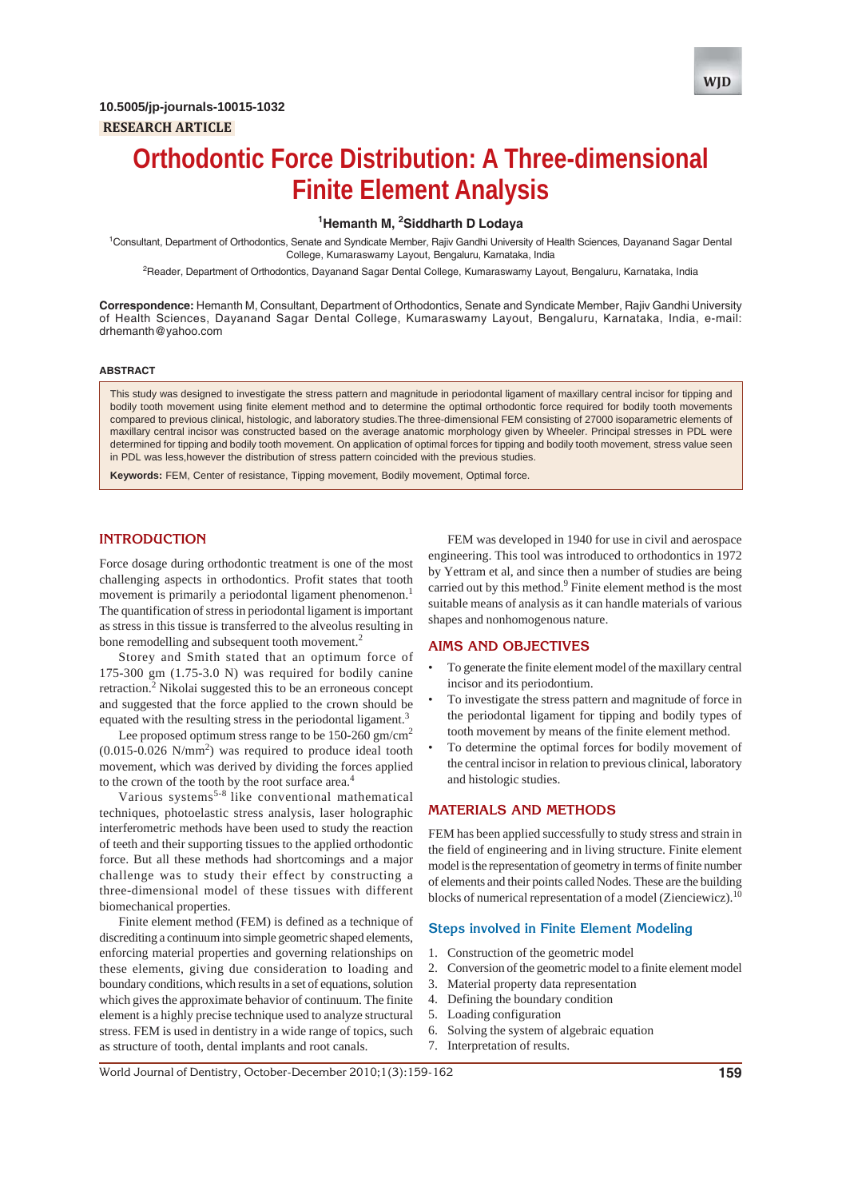10.5005/jp-journals-10015-1032

RESEARCH ARTICLE

# Orthodontic Force Distribution: A Three-dimensional Finite Element Analysis

[1]Hemanth M, [2]Siddharth D Lodaya

[1]Consultant, Department of Orthodontics, Senate and Syndicate Member, Rajiv Gandhi University of Health Sciences, Dayanand Sagar Dental College, Kumaraswamy Layout, Bengaluru, Karnataka, India

[2]Reader, Department of Orthodontics, Dayanand Sagar Dental College, Kumaraswamy Layout, Bengaluru, Karnataka, India

**Correspondence:** Hemanth M, Consultant, Department of Orthodontics, Senate and Syndicate Member, Rajiv Gandhi University of Health Sciences, Dayanand Sagar Dental College, Kumaraswamy Layout, Bengaluru, Karnataka, India, e-mail: drhemanth@yahoo.com

## ABSTRACT

This study was designed to investigate the stress pattern and magnitude in periodontal ligament of maxillary central incisor for tipping and bodily tooth movement using finite element method and to determine the optimal orthodontic force required for bodily tooth movements compared to previous clinical, histologic, and laboratory studies.The three-dimensional FEM consisting of 27000 isoparametric elements of maxillary central incisor was constructed based on the average anatomic morphology given by Wheeler. Principal stresses in PDL were determined for tipping and bodily tooth movement. On application of optimal forces for tipping and bodily tooth movement, stress value seen in PDL was less,however the distribution of stress pattern coincided with the previous studies.

**Keywords:** FEM, Center of resistance, Tipping movement, Bodily movement, Optimal force.

## INTRODUCTION

Force dosage during orthodontic treatment is one of the most challenging aspects in orthodontics. Profit states that tooth movement is primarily a periodontal ligament phenomenon.[1] The quantification of stress in periodontal ligament is important as stress in this tissue is transferred to the alveolus resulting in bone remodelling and subsequent tooth movement.[2]

Storey and Smith stated that an optimum force of 175-300 gm (1.75-3.0 N) was required for bodily canine retraction.[2] Nikolai suggested this to be an erroneous concept and suggested that the force applied to the crown should be equated with the resulting stress in the periodontal ligament.[3]

Lee proposed optimum stress range to be 150-260 gm/cm$^2$ (0.015-0.026 N/mm$^2$) was required to produce ideal tooth movement, which was derived by dividing the forces applied to the crown of the tooth by the root surface area.[4]

Various systems[5-8] like conventional mathematical techniques, photoelastic stress analysis, laser holographic interferometric methods have been used to study the reaction of teeth and their supporting tissues to the applied orthodontic force. But all these methods had shortcomings and a major challenge was to study their effect by constructing a three-dimensional model of these tissues with different biomechanical properties.

Finite element method (FEM) is defined as a technique of discrediting a continuum into simple geometric shaped elements, enforcing material properties and governing relationships on these elements, giving due consideration to loading and boundary conditions, which results in a set of equations, solution which gives the approximate behavior of continuum. The finite element is a highly precise technique used to analyze structural stress. FEM is used in dentistry in a wide range of topics, such as structure of tooth, dental implants and root canals.

FEM was developed in 1940 for use in civil and aerospace engineering. This tool was introduced to orthodontics in 1972 by Yettram et al, and since then a number of studies are being carried out by this method.[9] Finite element method is the most suitable means of analysis as it can handle materials of various shapes and nonhomogenous nature.

## AIMS AND OBJECTIVES

- To generate the finite element model of the maxillary central incisor and its periodontium.
- To investigate the stress pattern and magnitude of force in the periodontal ligament for tipping and bodily types of tooth movement by means of the finite element method.
- To determine the optimal forces for bodily movement of the central incisor in relation to previous clinical, laboratory and histologic studies.

## MATERIALS AND METHODS

FEM has been applied successfully to study stress and strain in the field of engineering and in living structure. Finite element model is the representation of geometry in terms of finite number of elements and their points called Nodes. These are the building blocks of numerical representation of a model (Zienciewicz).[10]

### Steps involved in Finite Element Modeling

1. Construction of the geometric model
2. Conversion of the geometric model to a finite element model
3. Material property data representation
4. Defining the boundary condition
5. Loading configuration
6. Solving the system of algebraic equation
7. Interpretation of results.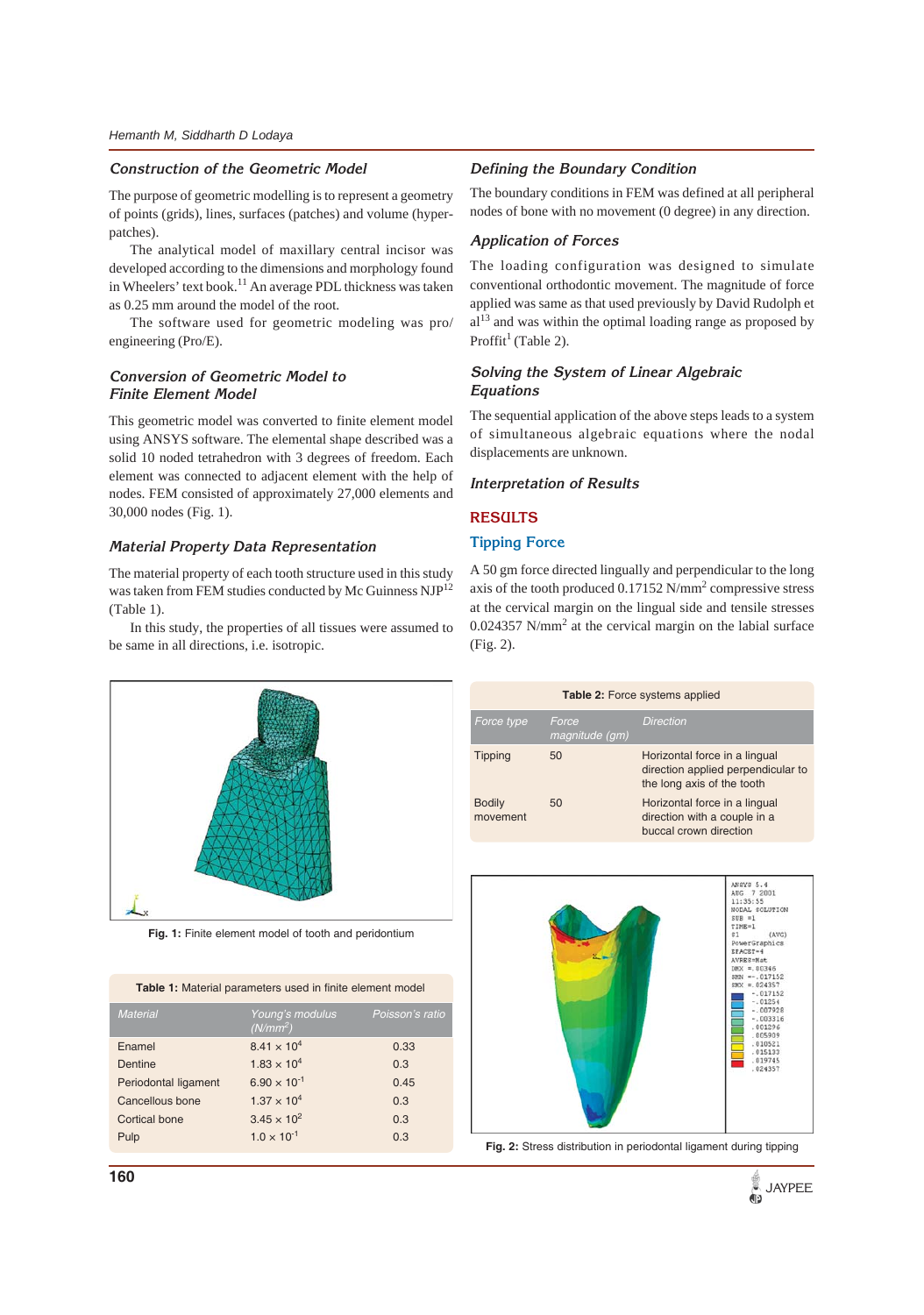### Construction of the Geometric Model

The purpose of geometric modelling is to represent a geometry of points (grids), lines, surfaces (patches) and volume (hyper-patches).

The analytical model of maxillary central incisor was developed according to the dimensions and morphology found in Wheelers' text book.[11] An average PDL thickness was taken as 0.25 mm around the model of the root.

The software used for geometric modeling was pro/engineering (Pro/E).

### Conversion of Geometric Model to Finite Element Model

This geometric model was converted to finite element model using ANSYS software. The elemental shape described was a solid 10 noded tetrahedron with 3 degrees of freedom. Each element was connected to adjacent element with the help of nodes. FEM consisted of approximately 27,000 elements and 30,000 nodes (Fig. 1).

### Material Property Data Representation

The material property of each tooth structure used in this study was taken from FEM studies conducted by Mc Guinness NJP[12] (Table 1).

In this study, the properties of all tissues were assumed to be same in all directions, i.e. isotropic.

Fig. 1: Finite element model of tooth and peridontium

**Table 1:** Material parameters used in finite element model

| Material | Young's modulus ($N/mm^2$) | Poisson's ratio |
|---|---|---|
| Enamel | $8.41 \times 10^4$ | 0.33 |
| Dentine | $1.83 \times 10^4$ | 0.3 |
| Periodontal ligament | $6.90 \times 10^{-1}$ | 0.45 |
| Cancellous bone | $1.37 \times 10^4$ | 0.3 |
| Cortical bone | $3.45 \times 10^2$ | 0.3 |
| Pulp | $1.0 \times 10^{-1}$ | 0.3 |

### Defining the Boundary Condition

The boundary conditions in FEM was defined at all peripheral nodes of bone with no movement (0 degree) in any direction.

### Application of Forces

The loading configuration was designed to simulate conventional orthodontic movement. The magnitude of force applied was same as that used previously by David Rudolph et al[13] and was within the optimal loading range as proposed by Proffit[1] (Table 2).

### Solving the System of Linear Algebraic Equations

The sequential application of the above steps leads to a system of simultaneous algebraic equations where the nodal displacements are unknown.

### Interpretation of Results

## RESULTS

### Tipping Force

A 50 gm force directed lingually and perpendicular to the long axis of the tooth produced 0.17152 $N/mm^2$ compressive stress at the cervical margin on the lingual side and tensile stresses 0.024357 $N/mm^2$ at the cervical margin on the labial surface (Fig. 2).

**Table 2:** Force systems applied

| Force type | Force magnitude (gm) | Direction |
|---|---|---|
| Tipping | 50 | Horizontal force in a lingual direction applied perpendicular to the long axis of the tooth |
| Bodily movement | 50 | Horizontal force in a lingual direction with a couple in a buccal crown direction |

Fig. 2: Stress distribution in periodontal ligament during tipping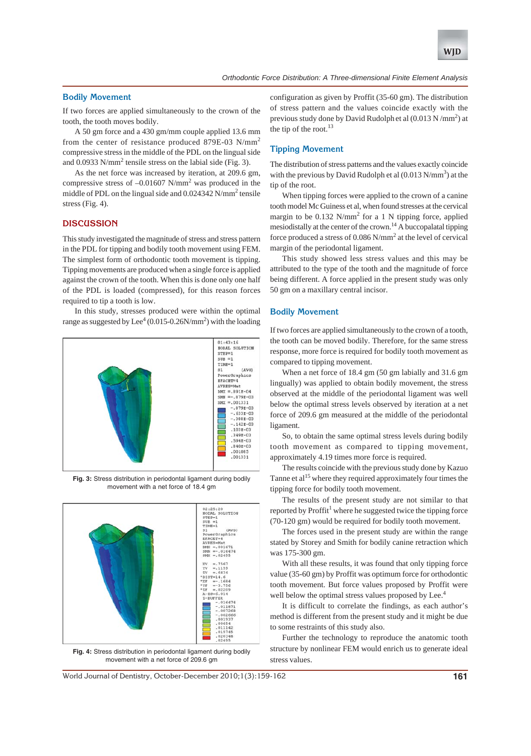### Bodily Movement

If two forces are applied simultaneously to the crown of the tooth, the tooth moves bodily.

A 50 gm force and a 430 gm/mm couple applied 13.6 mm from the center of resistance produced 879E-03 N/mm$^2$ compressive stress in the middle of the PDL on the lingual side and 0.0933 N/mm$^2$ tensile stress on the labial side (Fig. 3).

As the net force was increased by iteration, at 209.6 gm, compressive stress of –0.01607 N/mm$^2$ was produced in the middle of PDL on the lingual side and 0.024342 N/mm$^2$ tensile stress (Fig. 4).

## DISCUSSION

This study investigated the magnitude of stress and stress pattern in the PDL for tipping and bodily tooth movement using FEM. The simplest form of orthodontic tooth movement is tipping. Tipping movements are produced when a single force is applied against the crown of the tooth. When this is done only one half of the PDL is loaded (compressed), for this reason forces required to tip a tooth is low.

In this study, stresses produced were within the optimal range as suggested by Lee[4] (0.015-0.26N/mm$^2$) with the loading configuration as given by Proffit (35-60 gm). The distribution of stress pattern and the values coincide exactly with the previous study done by David Rudolph et al (0.013 N/mm$^2$) at the tip of the root.[13]

**Fig. 3:** Stress distribution in periodontal ligament during bodily movement with a net force of 18.4 gm

**Fig. 4:** Stress distribution in periodontal ligament during bodily movement with a net force of 209.6 gm

### Tipping Movement

The distribution of stress patterns and the values exactly coincide with the previous by David Rudolph et al (0.013 N/mm$^3$) at the tip of the root.

When tipping forces were applied to the crown of a canine tooth model Mc Guiness et al, when found stresses at the cervical margin to be 0.132 N/mm$^2$ for a 1 N tipping force, applied mesiodistally at the center of the crown.[14] A buccopalatal tipping force produced a stress of 0.086 N/mm$^2$ at the level of cervical margin of the periodontal ligament.

This study showed less stress values and this may be attributed to the type of the tooth and the magnitude of force being different. A force applied in the present study was only 50 gm on a maxillary central incisor.

### Bodily Movement

If two forces are applied simultaneously to the crown of a tooth, the tooth can be moved bodily. Therefore, for the same stress response, more force is required for bodily tooth movement as compared to tipping movement.

When a net force of 18.4 gm (50 gm labially and 31.6 gm lingually) was applied to obtain bodily movement, the stress observed at the middle of the periodontal ligament was well below the optimal stress levels observed by iteration at a net force of 209.6 gm measured at the middle of the periodontal ligament.

So, to obtain the same optimal stress levels during bodily tooth movement as compared to tipping movement, approximately 4.19 times more force is required.

The results coincide with the previous study done by Kazuo Tanne et al[15] where they required approximately four times the tipping force for bodily tooth movement.

The results of the present study are not similar to that reported by Proffit[1] where he suggested twice the tipping force (70-120 gm) would be required for bodily tooth movement.

The forces used in the present study are within the range stated by Storey and Smith for bodily canine retraction which was 175-300 gm.

With all these results, it was found that only tipping force value (35-60 gm) by Proffit was optimum force for orthodontic tooth movement. But force values proposed by Proffit were well below the optimal stress values proposed by Lee.[4]

It is difficult to correlate the findings, as each author's method is different from the present study and it might be due to some restraints of this study also.

Further the technology to reproduce the anatomic tooth structure by nonlinear FEM would enrich us to generate ideal stress values.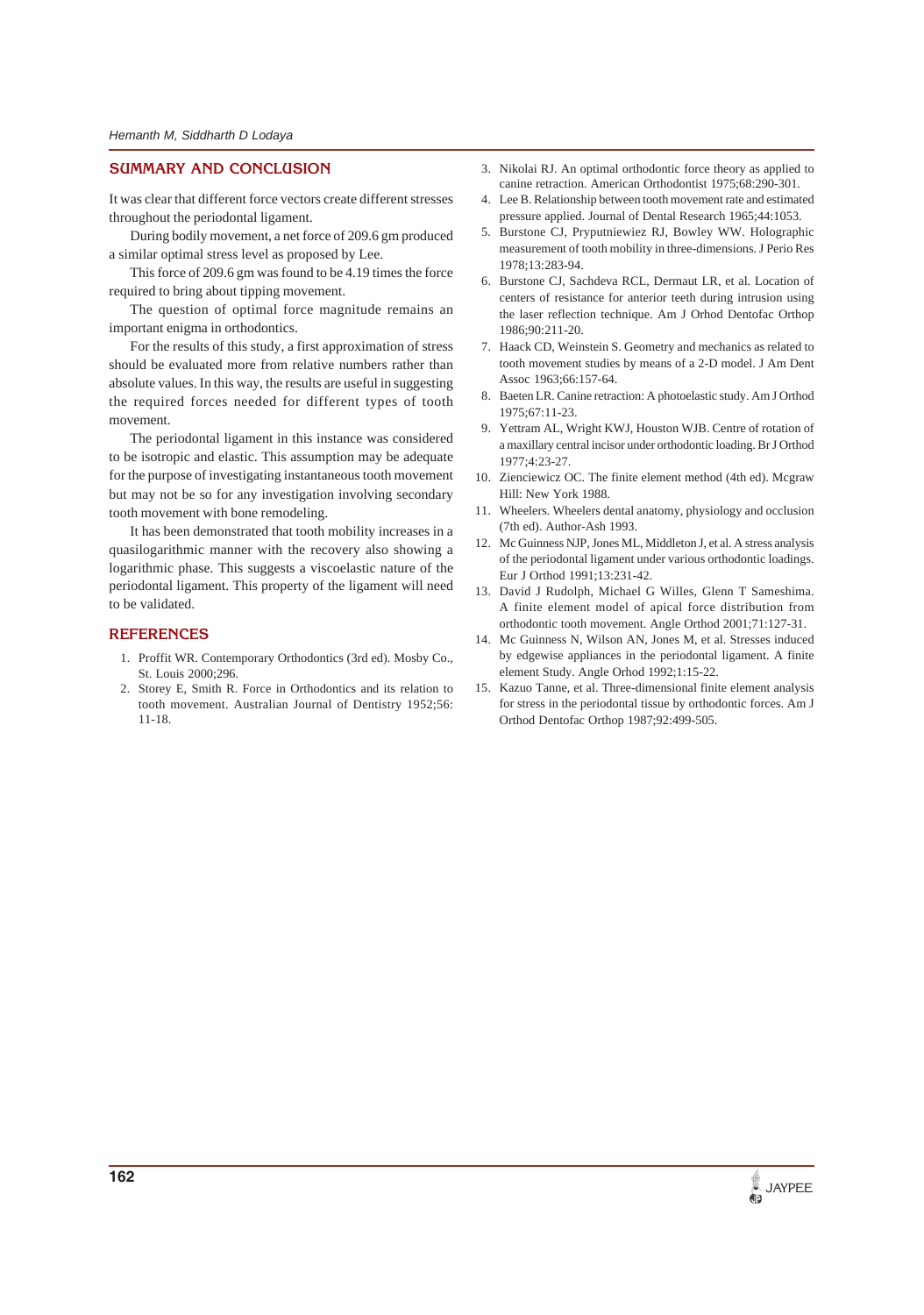## SUMMARY AND CONCLUSION

It was clear that different force vectors create different stresses throughout the periodontal ligament.

During bodily movement, a net force of 209.6 gm produced a similar optimal stress level as proposed by Lee.

This force of 209.6 gm was found to be 4.19 times the force required to bring about tipping movement.

The question of optimal force magnitude remains an important enigma in orthodontics.

For the results of this study, a first approximation of stress should be evaluated more from relative numbers rather than absolute values. In this way, the results are useful in suggesting the required forces needed for different types of tooth movement.

The periodontal ligament in this instance was considered to be isotropic and elastic. This assumption may be adequate for the purpose of investigating instantaneous tooth movement but may not be so for any investigation involving secondary tooth movement with bone remodeling.

It has been demonstrated that tooth mobility increases in a quasilogarithmic manner with the recovery also showing a logarithmic phase. This suggests a viscoelastic nature of the periodontal ligament. This property of the ligament will need to be validated.

## REFERENCES

1. Proffit WR. Contemporary Orthodontics (3rd ed). Mosby Co., St. Louis 2000;296.
2. Storey E, Smith R. Force in Orthodontics and its relation to tooth movement. Australian Journal of Dentistry 1952;56: 11-18.
3. Nikolai RJ. An optimal orthodontic force theory as applied to canine retraction. American Orthodontist 1975;68:290-301.
4. Lee B. Relationship between tooth movement rate and estimated pressure applied. Journal of Dental Research 1965;44:1053.
5. Burstone CJ, Pryputniewiez RJ, Bowley WW. Holographic measurement of tooth mobility in three-dimensions. J Perio Res 1978;13:283-94.
6. Burstone CJ, Sachdeva RCL, Dermaut LR, et al. Location of centers of resistance for anterior teeth during intrusion using the laser reflection technique. Am J Orhod Dentofac Orthop 1986;90:211-20.
7. Haack CD, Weinstein S. Geometry and mechanics as related to tooth movement studies by means of a 2-D model. J Am Dent Assoc 1963;66:157-64.
8. Baeten LR. Canine retraction: A photoelastic study. Am J Orthod 1975;67:11-23.
9. Yettram AL, Wright KWJ, Houston WJB. Centre of rotation of a maxillary central incisor under orthodontic loading. Br J Orthod 1977;4:23-27.
10. Zienciewicz OC. The finite element method (4th ed). Mcgraw Hill: New York 1988.
11. Wheelers. Wheelers dental anatomy, physiology and occlusion (7th ed). Author-Ash 1993.
12. Mc Guinness NJP, Jones ML, Middleton J, et al. A stress analysis of the periodontal ligament under various orthodontic loadings. Eur J Orthod 1991;13:231-42.
13. David J Rudolph, Michael G Willes, Glenn T Sameshima. A finite element model of apical force distribution from orthodontic tooth movement. Angle Orthod 2001;71:127-31.
14. Mc Guinness N, Wilson AN, Jones M, et al. Stresses induced by edgewise appliances in the periodontal ligament. A finite element Study. Angle Orhod 1992;1:15-22.
15. Kazuo Tanne, et al. Three-dimensional finite element analysis for stress in the periodontal tissue by orthodontic forces. Am J Orthod Dentofac Orthop 1987;92:499-505.